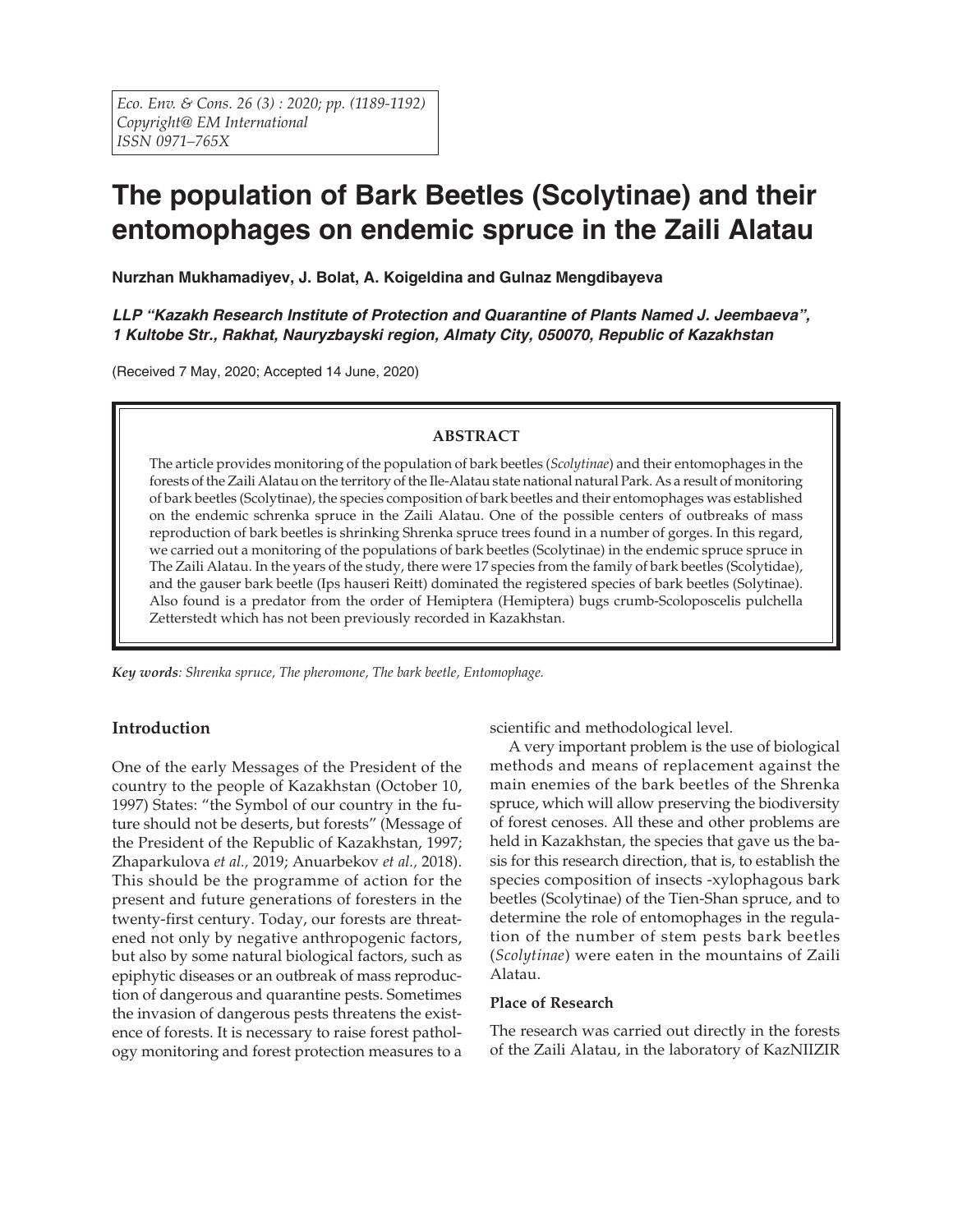# The population of Bark Beetles (Scolytinae) and their entomophages on endemic spruce in the Zaili Alatau

**Nurzhan Mukhamadiyev, J. Bolat, A. Koigeldina and Gulnaz Mengdibayeva**

***LLP "Kazakh Research Institute of Protection and Quarantine of Plants Named J. Jeembaeva", 1 Kultobe Str., Rakhat, Nauryzbayski region, Almaty City, 050070, Republic of Kazakhstan***

(Received 7 May, 2020; Accepted 14 June, 2020)

## ABSTRACT

The article provides monitoring of the population of bark beetles (*Scolytinae*) and their entomophages in the forests of the Zaili Alatau on the territory of the Ile-Alatau state national natural Park. As a result of monitoring of bark beetles (Scolytinae), the species composition of bark beetles and their entomophages was established on the endemic schrenka spruce in the Zaili Alatau. One of the possible centers of outbreaks of mass reproduction of bark beetles is shrinking Shrenka spruce trees found in a number of gorges. In this regard, we carried out a monitoring of the populations of bark beetles (Scolytinae) in the endemic spruce spruce in The Zaili Alatau. In the years of the study, there were 17 species from the family of bark beetles (Scolytidae), and the gauser bark beetle (Ips hauseri Reitt) dominated the registered species of bark beetles (Solytinae). Also found is a predator from the order of Hemiptera (Hemiptera) bugs crumb-Scoloposcelis pulchella Zetterstedt which has not been previously recorded in Kazakhstan.

*Key words*: *Shrenka spruce, The pheromone, The bark beetle, Entomophage.*

## Introduction

One of the early Messages of the President of the country to the people of Kazakhstan (October 10, 1997) States: "the Symbol of our country in the future should not be deserts, but forests" (Message of the President of the Republic of Kazakhstan, 1997; Zhaparkulova *et al.,* 2019; Anuarbekov *et al.,* 2018). This should be the programme of action for the present and future generations of foresters in the twenty-first century. Today, our forests are threatened not only by negative anthropogenic factors, but also by some natural biological factors, such as epiphytic diseases or an outbreak of mass reproduction of dangerous and quarantine pests. Sometimes the invasion of dangerous pests threatens the existence of forests. It is necessary to raise forest pathology monitoring and forest protection measures to a scientific and methodological level.

A very important problem is the use of biological methods and means of replacement against the main enemies of the bark beetles of the Shrenka spruce, which will allow preserving the biodiversity of forest cenoses. All these and other problems are held in Kazakhstan, the species that gave us the basis for this research direction, that is, to establish the species composition of insects -xylophagous bark beetles (Scolytinae) of the Tien-Shan spruce, and to determine the role of entomophages in the regulation of the number of stem pests bark beetles (*Scolytinae*) were eaten in the mountains of Zaili Alatau.

### Place of Research

The research was carried out directly in the forests of the Zaili Alatau, in the laboratory of KazNIIZIR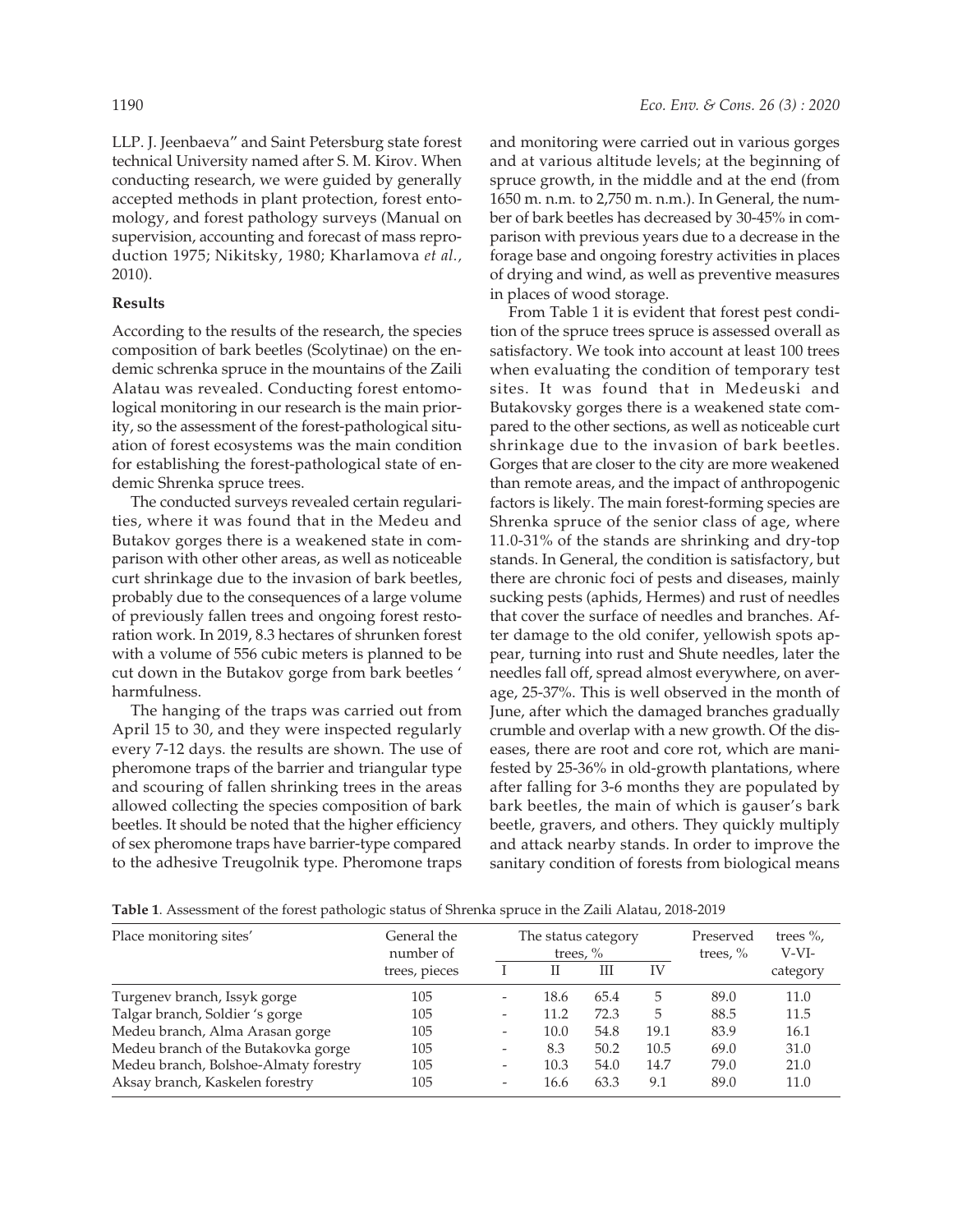LLP. J. Jeenbaeva" and Saint Petersburg state forest technical University named after S. M. Kirov. When conducting research, we were guided by generally accepted methods in plant protection, forest entomology, and forest pathology surveys (Manual on supervision, accounting and forecast of mass reproduction 1975; Nikitsky, 1980; Kharlamova *et al.,* 2010).

**Results**

According to the results of the research, the species composition of bark beetles (Scolytinae) on the endemic schrenka spruce in the mountains of the Zaili Alatau was revealed. Conducting forest entomological monitoring in our research is the main priority, so the assessment of the forest-pathological situation of forest ecosystems was the main condition for establishing the forest-pathological state of endemic Shrenka spruce trees.

The conducted surveys revealed certain regularities, where it was found that in the Medeu and Butakov gorges there is a weakened state in comparison with other other areas, as well as noticeable curt shrinkage due to the invasion of bark beetles, probably due to the consequences of a large volume of previously fallen trees and ongoing forest restoration work. In 2019, 8.3 hectares of shrunken forest with a volume of 556 cubic meters is planned to be cut down in the Butakov gorge from bark beetles ' harmfulness.

The hanging of the traps was carried out from April 15 to 30, and they were inspected regularly every 7-12 days. the results are shown. The use of pheromone traps of the barrier and triangular type and scouring of fallen shrinking trees in the areas allowed collecting the species composition of bark beetles. It should be noted that the higher efficiency of sex pheromone traps have barrier-type compared to the adhesive Treugolnik type. Pheromone traps and monitoring were carried out in various gorges and at various altitude levels; at the beginning of spruce growth, in the middle and at the end (from 1650 m. n.m. to 2,750 m. n.m.). In General, the number of bark beetles has decreased by 30-45% in comparison with previous years due to a decrease in the forage base and ongoing forestry activities in places of drying and wind, as well as preventive measures in places of wood storage.

From Table 1 it is evident that forest pest condition of the spruce trees spruce is assessed overall as satisfactory. We took into account at least 100 trees when evaluating the condition of temporary test sites. It was found that in Medeuski and Butakovsky gorges there is a weakened state compared to the other sections, as well as noticeable curt shrinkage due to the invasion of bark beetles. Gorges that are closer to the city are more weakened than remote areas, and the impact of anthropogenic factors is likely. The main forest-forming species are Shrenka spruce of the senior class of age, where 11.0-31% of the stands are shrinking and dry-top stands. In General, the condition is satisfactory, but there are chronic foci of pests and diseases, mainly sucking pests (aphids, Hermes) and rust of needles that cover the surface of needles and branches. After damage to the old conifer, yellowish spots appear, turning into rust and Shute needles, later the needles fall off, spread almost everywhere, on average, 25-37%. This is well observed in the month of June, after which the damaged branches gradually crumble and overlap with a new growth. Of the diseases, there are root and core rot, which are manifested by 25-36% in old-growth plantations, where after falling for 3-6 months they are populated by bark beetles, the main of which is gauser's bark beetle, gravers, and others. They quickly multiply and attack nearby stands. In order to improve the sanitary condition of forests from biological means

**Table 1**. Assessment of the forest pathologic status of Shrenka spruce in the Zaili Alatau, 2018-2019

| Place monitoring sites' | General the number of trees, pieces | The status category trees, % | | | | Preserved trees, % | trees %, V-VI-category |
|---|---|---|---|---|---|---|---|
| | | I | II | III | IV | | |
| Turgenev branch, Issyk gorge | 105 | - | 18.6 | 65.4 | 5 | 89.0 | 11.0 |
| Talgar branch, Soldier 's gorge | 105 | - | 11.2 | 72.3 | 5 | 88.5 | 11.5 |
| Medeu branch, Alma Arasan gorge | 105 | - | 10.0 | 54.8 | 19.1 | 83.9 | 16.1 |
| Medeu branch of the Butakovka gorge | 105 | - | 8.3 | 50.2 | 10.5 | 69.0 | 31.0 |
| Medeu branch, Bolshoe-Almaty forestry | 105 | - | 10.3 | 54.0 | 14.7 | 79.0 | 21.0 |
| Aksay branch, Kaskelen forestry | 105 | - | 16.6 | 63.3 | 9.1 | 89.0 | 11.0 |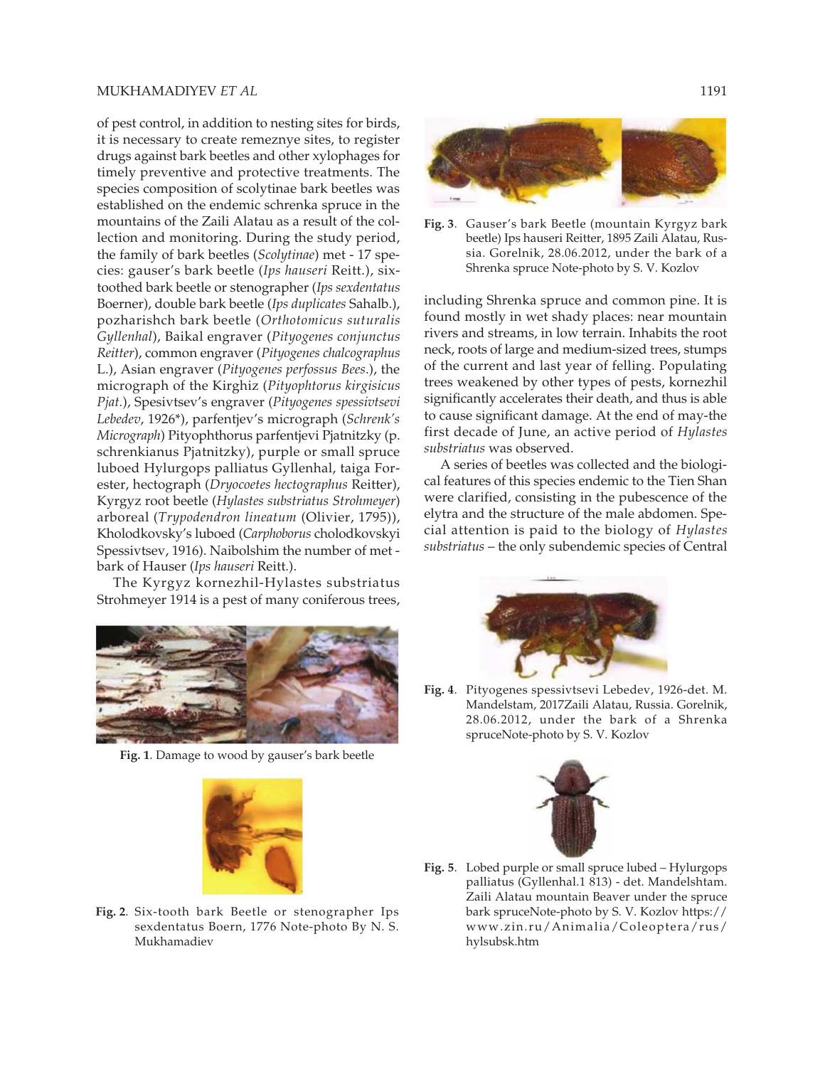of pest control, in addition to nesting sites for birds, it is necessary to create remeznye sites, to register drugs against bark beetles and other xylophages for timely preventive and protective treatments. The species composition of scolytinae bark beetles was established on the endemic schrenka spruce in the mountains of the Zaili Alatau as a result of the collection and monitoring. During the study period, the family of bark beetles (*Scolytinae*) met - 17 species: gauser's bark beetle (*Ips hauseri* Reitt.), six-toothed bark beetle or stenographer (*Ips sexdentatus* Boerner), double bark beetle (*Ips duplicates* Sahalb.), pozharishch bark beetle (*Orthotomicus suturalis Gyllenhal*), Baikal engraver (*Pityogenes conjunctus Reitter*), common engraver (*Pityogenes chalcographus* L.), Asian engraver (*Pityogenes perfossus Bees*.), the micrograph of the Kirghiz (*Pityophtorus kirgisicus Pjat*.), Spesivtsev's engraver (*Pityogenes spessivtsevi Lebedev*, 1926*), parfentjev's micrograph (*Schrenk's Micrograph*) Pityophthorus parfentjevi Pjatnitzky (p. schrenkianus Pjatnitzky), purple or small spruce luboed Hylurgops palliatus Gyllenhal, taiga Forester, hectograph (*Dryocoetes hectographus* Reitter), Kyrgyz root beetle (*Hylastes substriatus Strohmeyer*) arboreal (*Trypodendron lineatum* (Olivier, 1795)), Kholodkovsky's luboed (*Carphoborus* cholodkovskyi Spessivtsev, 1916). Naibolshim the number of met - bark of Hauser (*Ips hauseri* Reitt.).

The Kyrgyz kornezhil-Hylastes substriatus Strohmeyer 1914 is a pest of many coniferous trees, including Shrenka spruce and common pine. It is found mostly in wet shady places: near mountain rivers and streams, in low terrain. Inhabits the root neck, roots of large and medium-sized trees, stumps of the current and last year of felling. Populating trees weakened by other types of pests, kornezhil significantly accelerates their death, and thus is able to cause significant damage. At the end of may-the first decade of June, an active period of *Hylastes substriatus* was observed.

A series of beetles was collected and the biological features of this species endemic to the Tien Shan were clarified, consisting in the pubescence of the elytra and the structure of the male abdomen. Special attention is paid to the biology of *Hylastes substriatus* – the only subendemic species of Central

**Fig. 1**. Damage to wood by gauser's bark beetle

**Fig. 2**. Six-tooth bark Beetle or stenographer Ips sexdentatus Boern, 1776 Note-photo By N. S. Mukhamadiev

**Fig. 3**. Gauser's bark Beetle (mountain Kyrgyz bark beetle) Ips hauseri Reitter, 1895 Zaili Alatau, Russia. Gorelnik, 28.06.2012, under the bark of a Shrenka spruce Note-photo by S. V. Kozlov

**Fig. 4**. Pityogenes spessivtsevi Lebedev, 1926-det. M. Mandelstam, 2017Zaili Alatau, Russia. Gorelnik, 28.06.2012, under the bark of a Shrenka spruceNote-photo by S. V. Kozlov

**Fig. 5**. Lobed purple or small spruce lubed – Hylurgops palliatus (Gyllenhal.1 813) - det. Mandelshtam. Zaili Alatau mountain Beaver under the spruce bark spruceNote-photo by S. V. Kozlov https://www.zin.ru/Animalia/Coleoptera/rus/hylsubsk.htm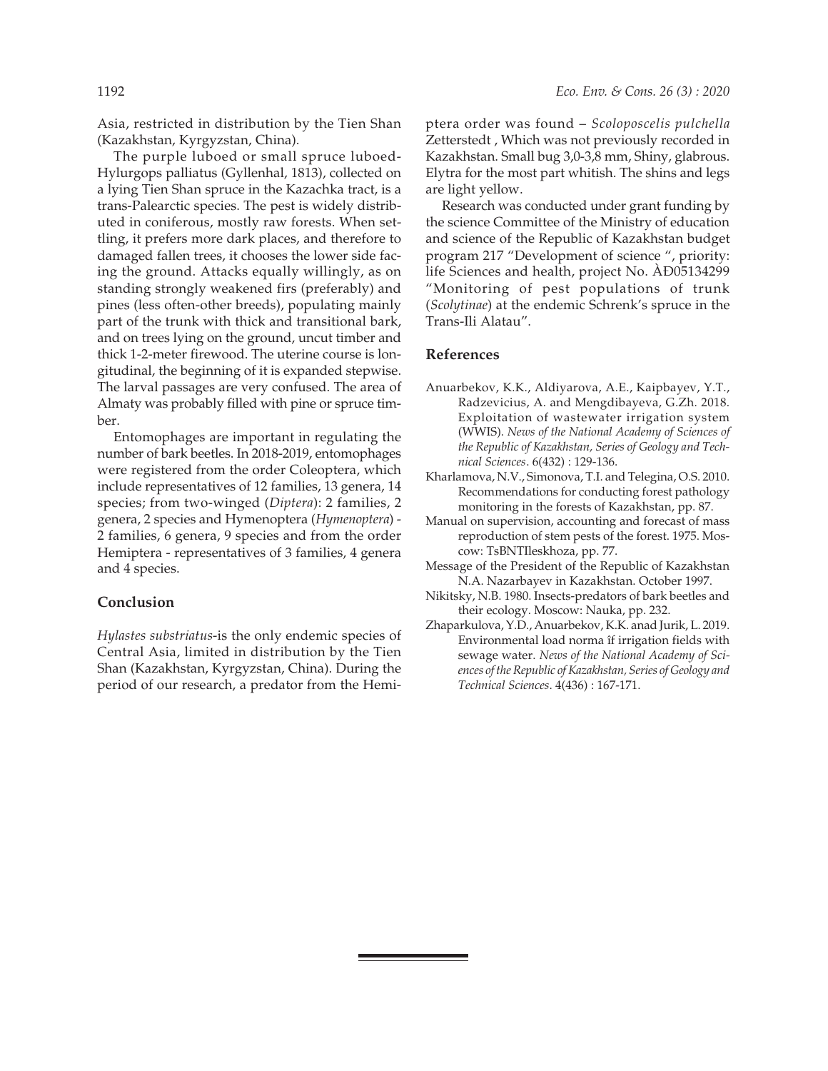Asia, restricted in distribution by the Tien Shan (Kazakhstan, Kyrgyzstan, China).

The purple luboed or small spruce luboed-Hylurgops palliatus (Gyllenhal, 1813), collected on a lying Tien Shan spruce in the Kazachka tract, is a trans-Palearctic species. The pest is widely distributed in coniferous, mostly raw forests. When settling, it prefers more dark places, and therefore to damaged fallen trees, it chooses the lower side facing the ground. Attacks equally willingly, as on standing strongly weakened firs (preferably) and pines (less often-other breeds), populating mainly part of the trunk with thick and transitional bark, and on trees lying on the ground, uncut timber and thick 1-2-meter firewood. The uterine course is longitudinal, the beginning of it is expanded stepwise. The larval passages are very confused. The area of Almaty was probably filled with pine or spruce timber.

Entomophages are important in regulating the number of bark beetles. In 2018-2019, entomophages were registered from the order Coleoptera, which include representatives of 12 families, 13 genera, 14 species; from two-winged (*Diptera*): 2 families, 2 genera, 2 species and Hymenoptera (*Hymenoptera*) - 2 families, 6 genera, 9 species and from the order Hemiptera - representatives of 3 families, 4 genera and 4 species.

## Conclusion

*Hylastes substriatus*-is the only endemic species of Central Asia, limited in distribution by the Tien Shan (Kazakhstan, Kyrgyzstan, China). During the period of our research, a predator from the Hemiptera order was found – *Scoloposcelis pulchella* Zetterstedt , Which was not previously recorded in Kazakhstan. Small bug 3,0-3,8 mm, Shiny, glabrous. Elytra for the most part whitish. The shins and legs are light yellow.

Research was conducted under grant funding by the science Committee of the Ministry of education and science of the Republic of Kazakhstan budget program 217 "Development of science ", priority: life Sciences and health, project No. ÀÐ05134299 "Monitoring of pest populations of trunk (*Scolytinae*) at the endemic Schrenk's spruce in the Trans-Ili Alatau".

## References

Anuarbekov, K.K., Aldiyarova, A.E., Kaipbayev, Y.T., Radzevicius, A. and Mengdibayeva, G.Zh. 2018. Exploitation of wastewater irrigation system (WWIS). *News of the National Academy of Sciences of the Republic of Kazakhstan, Series of Geology and Technical Sciences*. 6(432) : 129-136.

Kharlamova, N.V., Simonova, T.I. and Telegina, O.S. 2010. Recommendations for conducting forest pathology monitoring in the forests of Kazakhstan, pp. 87.

Manual on supervision, accounting and forecast of mass reproduction of stem pests of the forest. 1975. Moscow: TsBNTIleskhoza, pp. 77.

Message of the President of the Republic of Kazakhstan N.A. Nazarbayev in Kazakhstan. October 1997.

Nikitsky, N.B. 1980. Insects-predators of bark beetles and their ecology. Moscow: Nauka, pp. 232.

Zhaparkulova, Y.D., Anuarbekov, K.K. anad Jurik, L. 2019. Environmental load norma îf irrigation fields with sewage water. *News of the National Academy of Sciences of the Republic of Kazakhstan, Series of Geology and Technical Sciences*. 4(436) : 167-171.